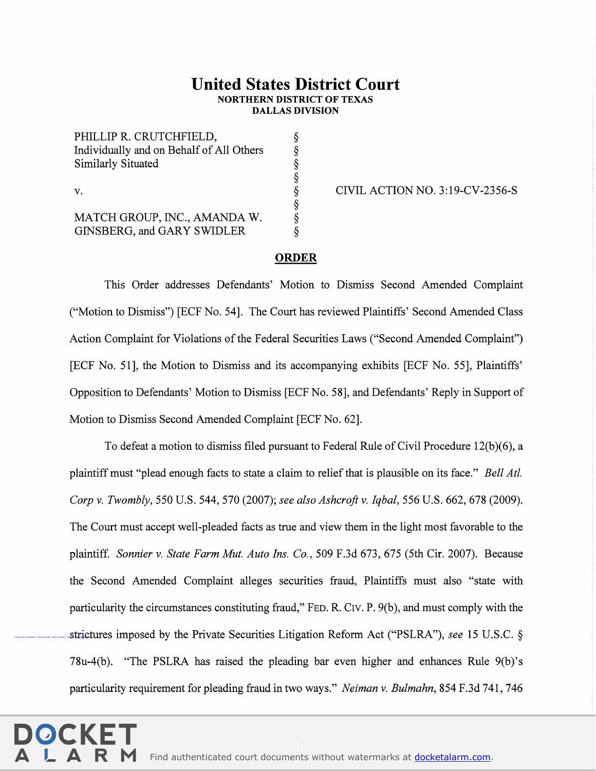# United States District Court
NORTHERN DISTRICT OF TEXAS
DALLAS DIVISION

| | | |
|---|---|---|
| PHILLIP R. CRUTCHFIELD, Individually and on Behalf of All Others Similarly Situated | § | |
| | § | |
| v. | § | CIVIL ACTION NO. 3:19-CV-2356-S |
| | § | |
| MATCH GROUP, INC., AMANDA W. GINSBERG, and GARY SWIDLER | § | |

## ORDER

This Order addresses Defendants' Motion to Dismiss Second Amended Complaint ("Motion to Dismiss") [ECF No. 54]. The Court has reviewed Plaintiffs' Second Amended Class Action Complaint for Violations of the Federal Securities Laws ("Second Amended Complaint") [ECF No. 51], the Motion to Dismiss and its accompanying exhibits [ECF No. 55], Plaintiffs' Opposition to Defendants' Motion to Dismiss [ECF No. 58], and Defendants' Reply in Support of Motion to Dismiss Second Amended Complaint [ECF No. 62].

To defeat a motion to dismiss filed pursuant to Federal Rule of Civil Procedure 12(b)(6), a plaintiff must "plead enough facts to state a claim to relief that is plausible on its face." *Bell Atl. Corp v. Twombly*, 550 U.S. 544, 570 (2007); *see also Ashcroft v. Iqbal*, 556 U.S. 662, 678 (2009). The Court must accept well-pleaded facts as true and view them in the light most favorable to the plaintiff. *Sonnier v. State Farm Mut. Auto Ins. Co.*, 509 F.3d 673, 675 (5th Cir. 2007). Because the Second Amended Complaint alleges securities fraud, Plaintiffs must also "state with particularity the circumstances constituting fraud," FED. R. CIV. P. 9(b), and must comply with the strictures imposed by the Private Securities Litigation Reform Act ("PSLRA"), *see* 15 U.S.C. § 78u-4(b). "The PSLRA has raised the pleading bar even higher and enhances Rule 9(b)'s particularity requirement for pleading fraud in two ways." *Neiman v. Bulmahn*, 854 F.3d 741, 746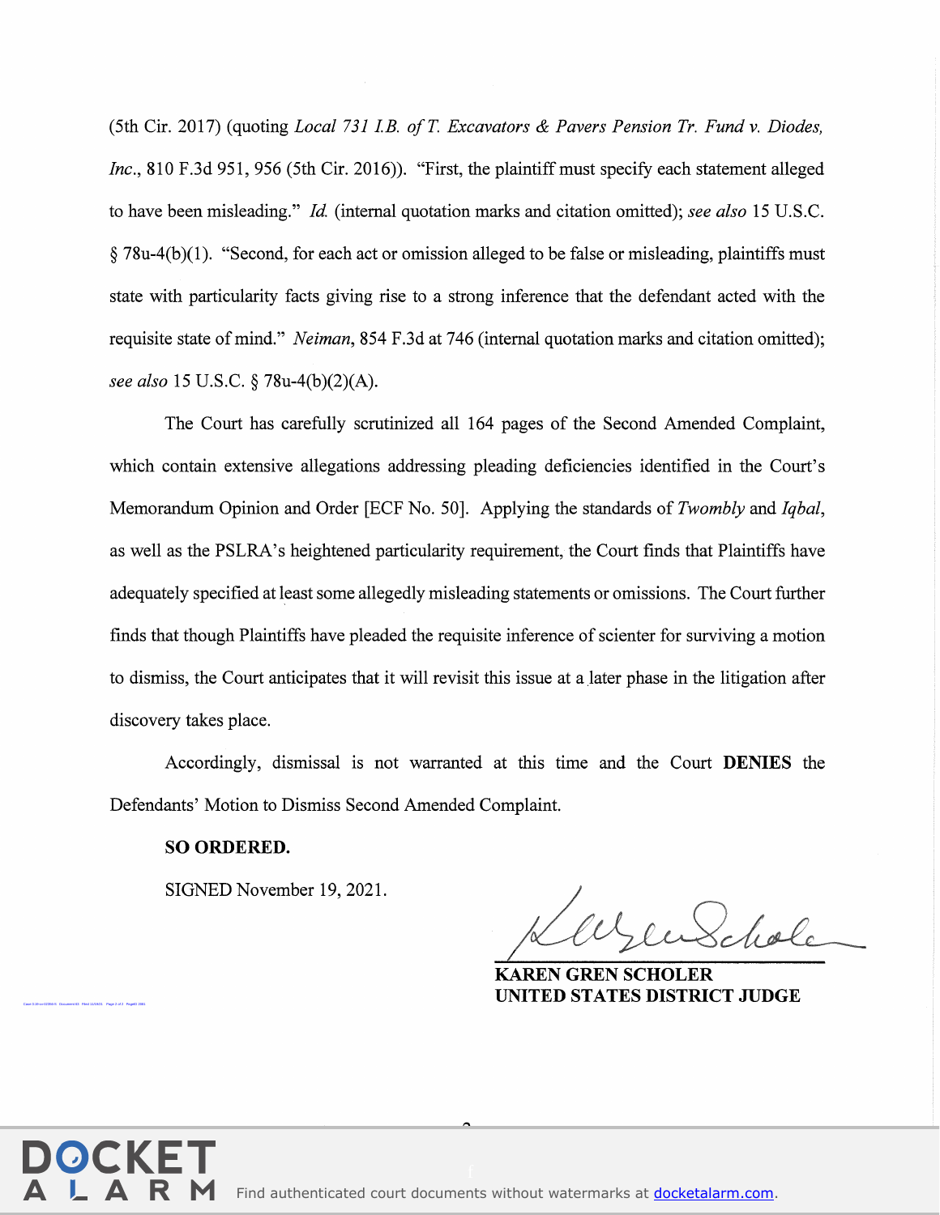(5th Cir. 2017) (quoting *Local 731 I.B. of T. Excavators & Pavers Pension Tr. Fund v. Diodes, Inc.*, 810 F.3d 951, 956 (5th Cir. 2016)). "First, the plaintiff must specify each statement alleged to have been misleading." *Id.* (internal quotation marks and citation omitted); *see also* 15 U.S.C. § 78u-4(b)(1). "Second, for each act or omission alleged to be false or misleading, plaintiffs must state with particularity facts giving rise to a strong inference that the defendant acted with the requisite state of mind." *Neiman*, 854 F.3d at 746 (internal quotation marks and citation omitted); *see also* 15 U.S.C. § 78u-4(b)(2)(A).

The Court has carefully scrutinized all 164 pages of the Second Amended Complaint, which contain extensive allegations addressing pleading deficiencies identified in the Court's Memorandum Opinion and Order [ECF No. 50]. Applying the standards of *Twombly* and *Iqbal*, as well as the PSLRA's heightened particularity requirement, the Court finds that Plaintiffs have adequately specified at least some allegedly misleading statements or omissions. The Court further finds that though Plaintiffs have pleaded the requisite inference of scienter for surviving a motion to dismiss, the Court anticipates that it will revisit this issue at a later phase in the litigation after discovery takes place.

Accordingly, dismissal is not warranted at this time and the Court **DENIES** the Defendants' Motion to Dismiss Second Amended Complaint.

**SO ORDERED.**

SIGNED November 19, 2021.

**KAREN GREN SCHOLER**
**UNITED STATES DISTRICT JUDGE**